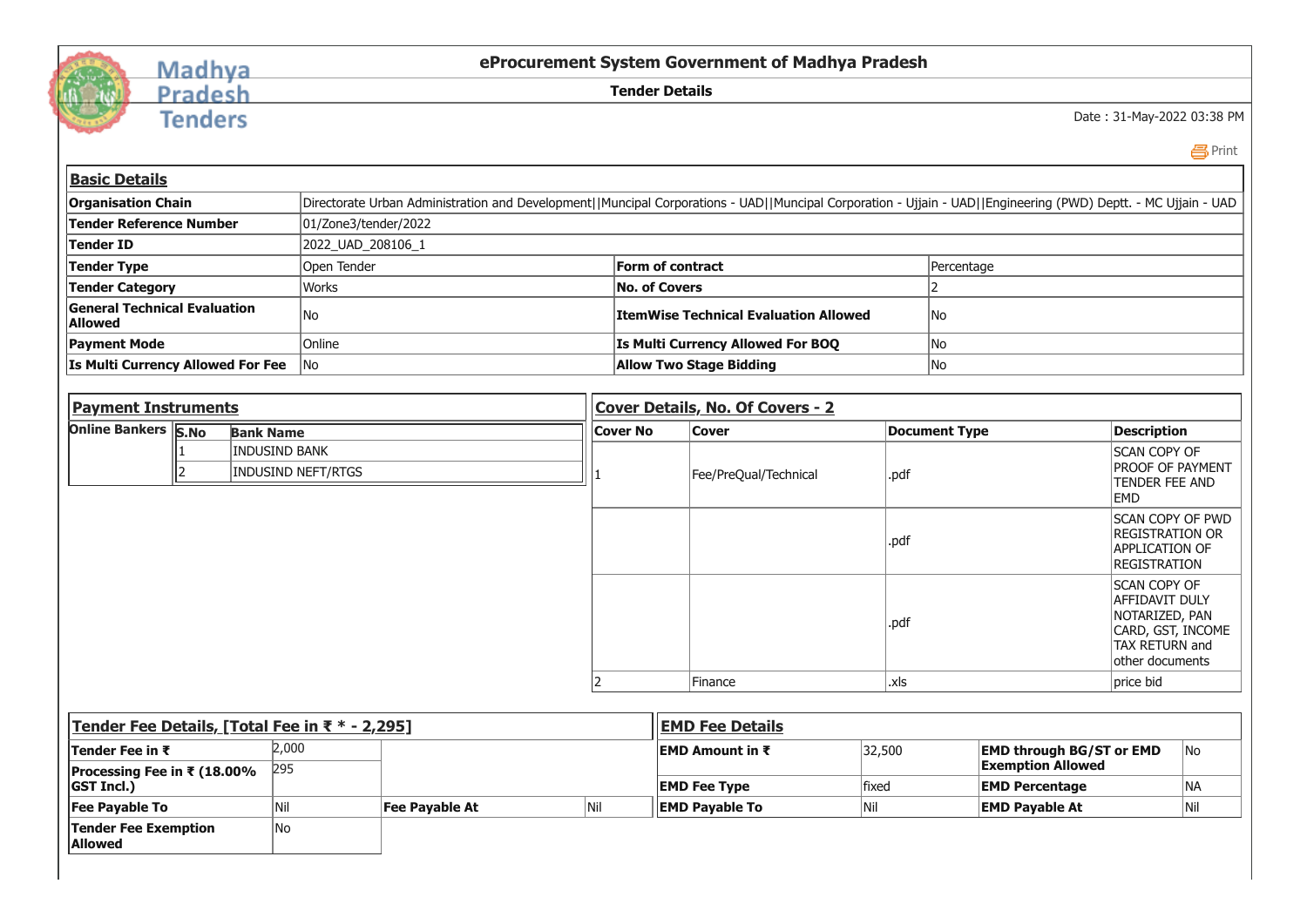# eProcurement System Government of Madhya Pradesh

## Tender Details

Date : 31-May-2022 03:38 PM

### Basic Details

| | | | |
|---|---|---|---|
| **Organisation Chain** | Directorate Urban Administration and Development\|\|Muncipal Corporations - UAD\|\|Muncipal Corporation - Ujjain - UAD\|\|Engineering (PWD) Deptt. - MC Ujjain - UAD | | |
| **Tender Reference Number** | 01/Zone3/tender/2022 | | |
| **Tender ID** | 2022_UAD_208106_1 | | |
| **Tender Type** | Open Tender | **Form of contract** | Percentage |
| **Tender Category** | Works | **No. of Covers** | 2 |
| **General Technical Evaluation Allowed** | No | **ItemWise Technical Evaluation Allowed** | No |
| **Payment Mode** | Online | **Is Multi Currency Allowed For BOQ** | No |
| **Is Multi Currency Allowed For Fee** | No | **Allow Two Stage Bidding** | No |

### Payment Instruments

**Online Bankers**

| S.No | Bank Name |
|---|---|
| 1 | INDUSIND BANK |
| 2 | INDUSIND NEFT/RTGS |

### Cover Details, No. Of Covers - 2

| Cover No | Cover | Document Type | Description |
|---|---|---|---|
| 1 | Fee/PreQual/Technical | .pdf | SCAN COPY OF PROOF OF PAYMENT TENDER FEE AND EMD |
| | | .pdf | SCAN COPY OF PWD REGISTRATION OR APPLICATION OF REGISTRATION |
| | | .pdf | SCAN COPY OF AFFIDAVIT DULY NOTARIZED, PAN CARD, GST, INCOME TAX RETURN and other documents |
| 2 | Finance | .xls | price bid |

### Tender Fee Details, [Total Fee in ₹ * - 2,295]

| | | | |
|---|---|---|---|
| **Tender Fee in ₹** | 2,000 | | |
| **Processing Fee in ₹ (18.00% GST Incl.)** | 295 | | |
| **Fee Payable To** | Nil | **Fee Payable At** | Nil |
| **Tender Fee Exemption Allowed** | No | | |

### EMD Fee Details

| | | | |
|---|---|---|---|
| **EMD Amount in ₹** | 32,500 | **EMD through BG/ST or EMD Exemption Allowed** | No |
| **EMD Fee Type** | fixed | **EMD Percentage** | NA |
| **EMD Payable To** | Nil | **EMD Payable At** | Nil |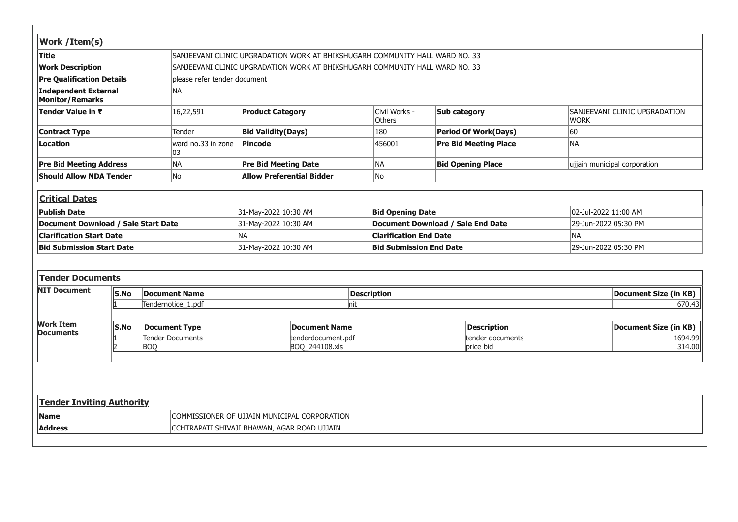## Work /Item(s)

| | | | | | |
|---|---|---|---|---|---|
| **Title** | SANJEEVANI CLINIC UPGRADATION WORK AT BHIKSHUGARH COMMUNITY HALL WARD NO. 33 | | | | |
| **Work Description** | SANJEEVANI CLINIC UPGRADATION WORK AT BHIKSHUGARH COMMUNITY HALL WARD NO. 33 | | | | |
| **Pre Qualification Details** | please refer tender document | | | | |
| **Independent External Monitor/Remarks** | NA | | | | |
| **Tender Value in ₹** | 16,22,591 | **Product Category** | Civil Works - Others | **Sub category** | SANJEEVANI CLINIC UPGRADATION WORK |
| **Contract Type** | Tender | **Bid Validity(Days)** | 180 | **Period Of Work(Days)** | 60 |
| **Location** | ward no.33 in zone 03 | **Pincode** | 456001 | **Pre Bid Meeting Place** | NA |
| **Pre Bid Meeting Address** | NA | **Pre Bid Meeting Date** | NA | **Bid Opening Place** | ujjain municipal corporation |
| **Should Allow NDA Tender** | No | **Allow Preferential Bidder** | No | | |

## Critical Dates

| | | | |
|---|---|---|---|
| **Publish Date** | 31-May-2022 10:30 AM | **Bid Opening Date** | 02-Jul-2022 11:00 AM |
| **Document Download / Sale Start Date** | 31-May-2022 10:30 AM | **Document Download / Sale End Date** | 29-Jun-2022 05:30 PM |
| **Clarification Start Date** | NA | **Clarification End Date** | NA |
| **Bid Submission Start Date** | 31-May-2022 10:30 AM | **Bid Submission End Date** | 29-Jun-2022 05:30 PM |

## Tender Documents

**NIT Document**

| S.No | Document Name | Description | Document Size (in KB) |
|---|---|---|---|
| 1 | Tendernotice_1.pdf | nit | 670.43 |

**Work Item Documents**

| S.No | Document Type | Document Name | Description | Document Size (in KB) |
|---|---|---|---|---|
| 1 | Tender Documents | tenderdocument.pdf | tender documents | 1694.99 |
| 2 | BOQ | BOQ_244108.xls | price bid | 314.00 |

## Tender Inviting Authority

| | |
|---|---|
| **Name** | COMMISSIONER OF UJJAIN MUNICIPAL CORPORATION |
| **Address** | CCHTRAPATI SHIVAJI BHAWAN, AGAR ROAD UJJAIN |